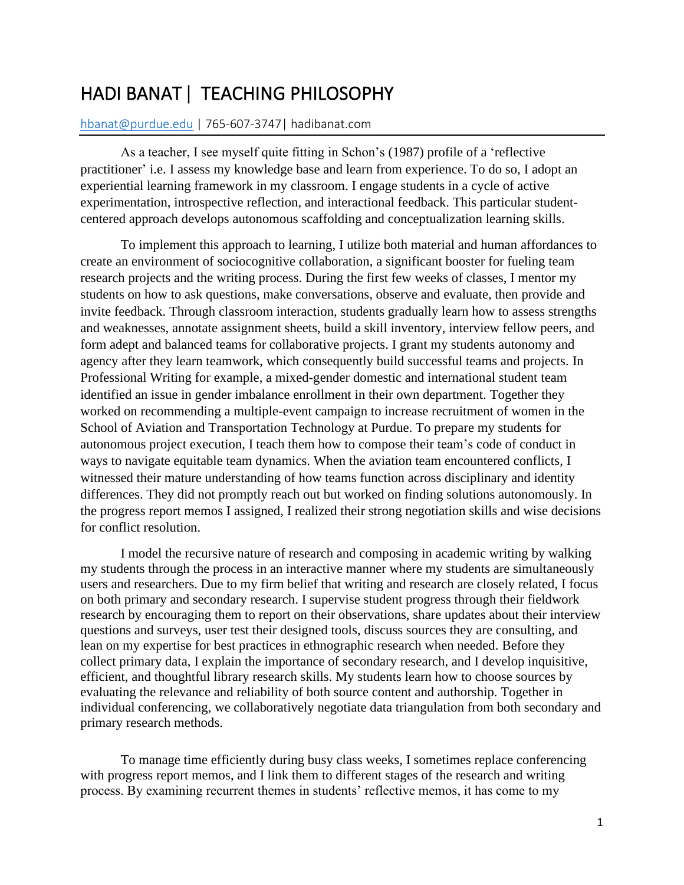# HADI BANAT | TEACHING PHILOSOPHY

hbanat@purdue.edu | 765-607-3747| hadibanat.com

---

As a teacher, I see myself quite fitting in Schon's (1987) profile of a 'reflective practitioner' i.e. I assess my knowledge base and learn from experience. To do so, I adopt an experiential learning framework in my classroom. I engage students in a cycle of active experimentation, introspective reflection, and interactional feedback. This particular student-centered approach develops autonomous scaffolding and conceptualization learning skills.

To implement this approach to learning, I utilize both material and human affordances to create an environment of sociocognitive collaboration, a significant booster for fueling team research projects and the writing process. During the first few weeks of classes, I mentor my students on how to ask questions, make conversations, observe and evaluate, then provide and invite feedback. Through classroom interaction, students gradually learn how to assess strengths and weaknesses, annotate assignment sheets, build a skill inventory, interview fellow peers, and form adept and balanced teams for collaborative projects. I grant my students autonomy and agency after they learn teamwork, which consequently build successful teams and projects. In Professional Writing for example, a mixed-gender domestic and international student team identified an issue in gender imbalance enrollment in their own department. Together they worked on recommending a multiple-event campaign to increase recruitment of women in the School of Aviation and Transportation Technology at Purdue. To prepare my students for autonomous project execution, I teach them how to compose their team's code of conduct in ways to navigate equitable team dynamics. When the aviation team encountered conflicts, I witnessed their mature understanding of how teams function across disciplinary and identity differences. They did not promptly reach out but worked on finding solutions autonomously. In the progress report memos I assigned, I realized their strong negotiation skills and wise decisions for conflict resolution.

I model the recursive nature of research and composing in academic writing by walking my students through the process in an interactive manner where my students are simultaneously users and researchers. Due to my firm belief that writing and research are closely related, I focus on both primary and secondary research. I supervise student progress through their fieldwork research by encouraging them to report on their observations, share updates about their interview questions and surveys, user test their designed tools, discuss sources they are consulting, and lean on my expertise for best practices in ethnographic research when needed. Before they collect primary data, I explain the importance of secondary research, and I develop inquisitive, efficient, and thoughtful library research skills. My students learn how to choose sources by evaluating the relevance and reliability of both source content and authorship. Together in individual conferencing, we collaboratively negotiate data triangulation from both secondary and primary research methods.

To manage time efficiently during busy class weeks, I sometimes replace conferencing with progress report memos, and I link them to different stages of the research and writing process. By examining recurrent themes in students' reflective memos, it has come to my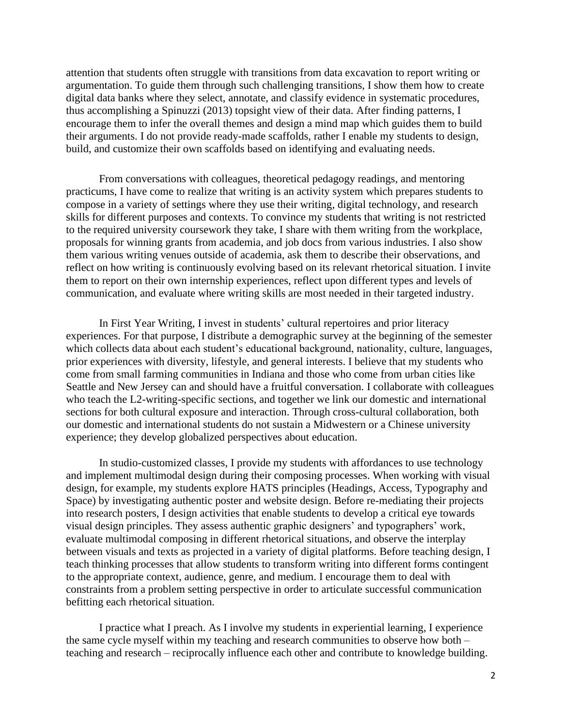attention that students often struggle with transitions from data excavation to report writing or argumentation. To guide them through such challenging transitions, I show them how to create digital data banks where they select, annotate, and classify evidence in systematic procedures, thus accomplishing a Spinuzzi (2013) topsight view of their data. After finding patterns, I encourage them to infer the overall themes and design a mind map which guides them to build their arguments. I do not provide ready-made scaffolds, rather I enable my students to design, build, and customize their own scaffolds based on identifying and evaluating needs.

From conversations with colleagues, theoretical pedagogy readings, and mentoring practicums, I have come to realize that writing is an activity system which prepares students to compose in a variety of settings where they use their writing, digital technology, and research skills for different purposes and contexts. To convince my students that writing is not restricted to the required university coursework they take, I share with them writing from the workplace, proposals for winning grants from academia, and job docs from various industries. I also show them various writing venues outside of academia, ask them to describe their observations, and reflect on how writing is continuously evolving based on its relevant rhetorical situation. I invite them to report on their own internship experiences, reflect upon different types and levels of communication, and evaluate where writing skills are most needed in their targeted industry.

In First Year Writing, I invest in students' cultural repertoires and prior literacy experiences. For that purpose, I distribute a demographic survey at the beginning of the semester which collects data about each student's educational background, nationality, culture, languages, prior experiences with diversity, lifestyle, and general interests. I believe that my students who come from small farming communities in Indiana and those who come from urban cities like Seattle and New Jersey can and should have a fruitful conversation. I collaborate with colleagues who teach the L2-writing-specific sections, and together we link our domestic and international sections for both cultural exposure and interaction. Through cross-cultural collaboration, both our domestic and international students do not sustain a Midwestern or a Chinese university experience; they develop globalized perspectives about education.

In studio-customized classes, I provide my students with affordances to use technology and implement multimodal design during their composing processes. When working with visual design, for example, my students explore HATS principles (Headings, Access, Typography and Space) by investigating authentic poster and website design. Before re-mediating their projects into research posters, I design activities that enable students to develop a critical eye towards visual design principles. They assess authentic graphic designers' and typographers' work, evaluate multimodal composing in different rhetorical situations, and observe the interplay between visuals and texts as projected in a variety of digital platforms. Before teaching design, I teach thinking processes that allow students to transform writing into different forms contingent to the appropriate context, audience, genre, and medium. I encourage them to deal with constraints from a problem setting perspective in order to articulate successful communication befitting each rhetorical situation.

I practice what I preach. As I involve my students in experiential learning, I experience the same cycle myself within my teaching and research communities to observe how both – teaching and research – reciprocally influence each other and contribute to knowledge building.